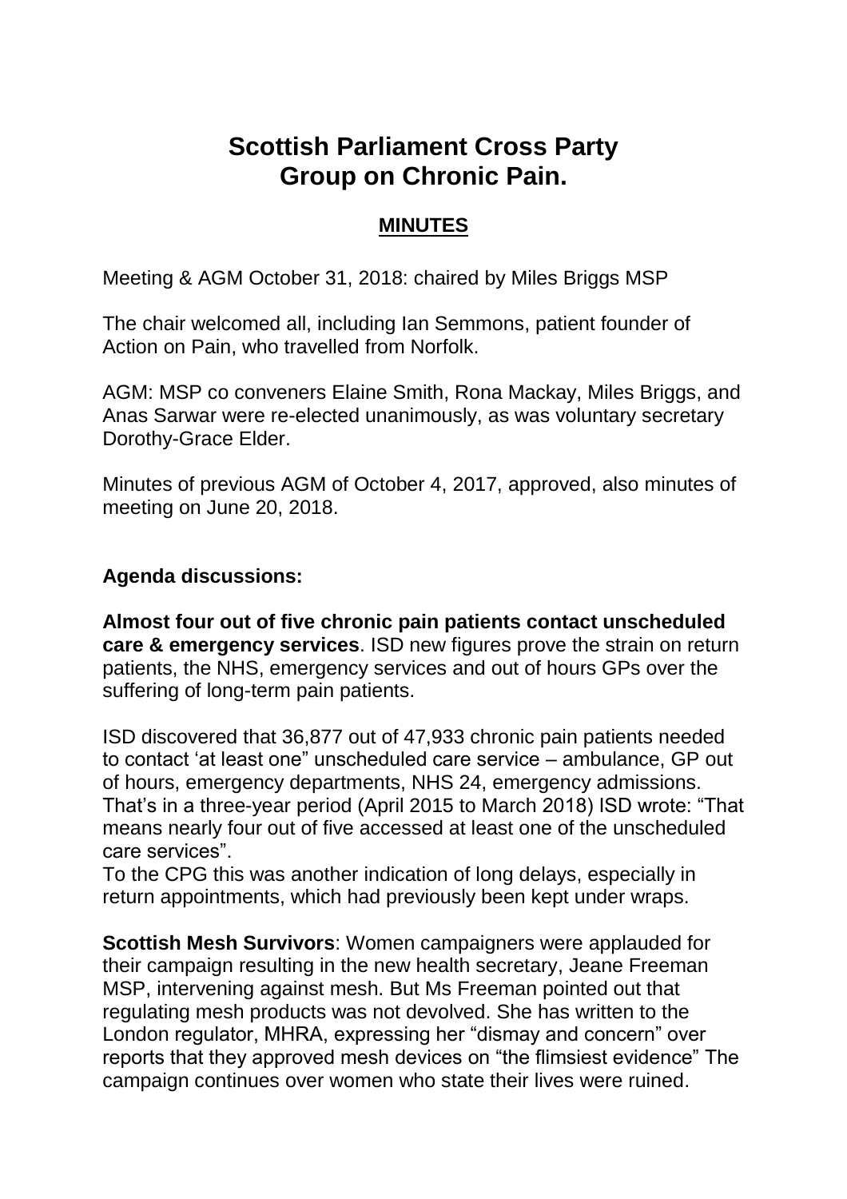# Scottish Parliament Cross Party Group on Chronic Pain.

## MINUTES

Meeting & AGM October 31, 2018: chaired by Miles Briggs MSP

The chair welcomed all, including Ian Semmons, patient founder of Action on Pain, who travelled from Norfolk.

AGM: MSP co conveners Elaine Smith, Rona Mackay, Miles Briggs, and Anas Sarwar were re-elected unanimously, as was voluntary secretary Dorothy-Grace Elder.

Minutes of previous AGM of October 4, 2017, approved, also minutes of meeting on June 20, 2018.

**Agenda discussions:**

**Almost four out of five chronic pain patients contact unscheduled care & emergency services**. ISD new figures prove the strain on return patients, the NHS, emergency services and out of hours GPs over the suffering of long-term pain patients.

ISD discovered that 36,877 out of 47,933 chronic pain patients needed to contact 'at least one" unscheduled care service – ambulance, GP out of hours, emergency departments, NHS 24, emergency admissions. That's in a three-year period (April 2015 to March 2018) ISD wrote: "That means nearly four out of five accessed at least one of the unscheduled care services".
To the CPG this was another indication of long delays, especially in return appointments, which had previously been kept under wraps.

**Scottish Mesh Survivors**: Women campaigners were applauded for their campaign resulting in the new health secretary, Jeane Freeman MSP, intervening against mesh. But Ms Freeman pointed out that regulating mesh products was not devolved. She has written to the London regulator, MHRA, expressing her "dismay and concern" over reports that they approved mesh devices on "the flimsiest evidence" The campaign continues over women who state their lives were ruined.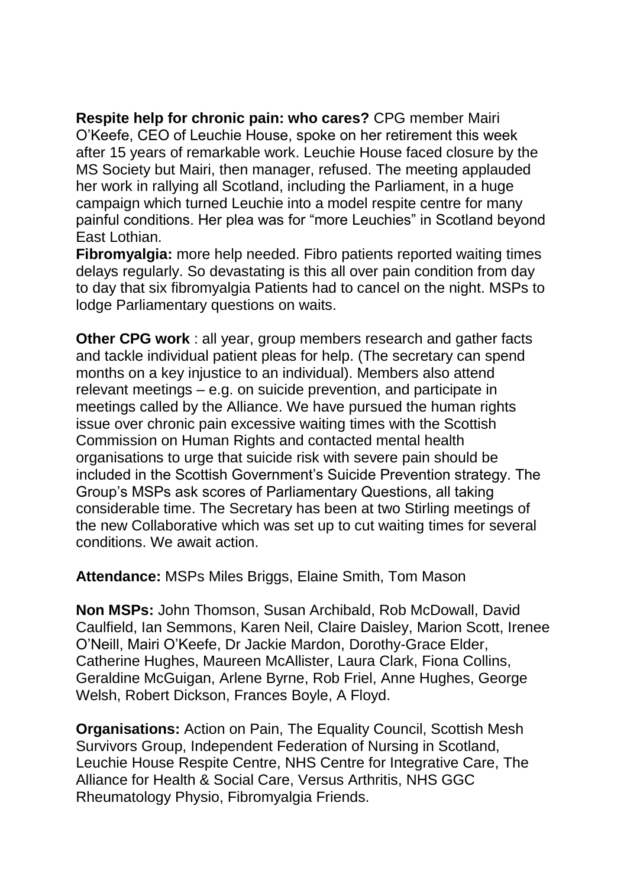**Respite help for chronic pain: who cares?** CPG member Mairi O'Keefe, CEO of Leuchie House, spoke on her retirement this week after 15 years of remarkable work. Leuchie House faced closure by the MS Society but Mairi, then manager, refused. The meeting applauded her work in rallying all Scotland, including the Parliament, in a huge campaign which turned Leuchie into a model respite centre for many painful conditions. Her plea was for "more Leuchies" in Scotland beyond East Lothian.

**Fibromyalgia:** more help needed. Fibro patients reported waiting times delays regularly. So devastating is this all over pain condition from day to day that six fibromyalgia Patients had to cancel on the night. MSPs to lodge Parliamentary questions on waits.

**Other CPG work** : all year, group members research and gather facts and tackle individual patient pleas for help. (The secretary can spend months on a key injustice to an individual). Members also attend relevant meetings – e.g. on suicide prevention, and participate in meetings called by the Alliance. We have pursued the human rights issue over chronic pain excessive waiting times with the Scottish Commission on Human Rights and contacted mental health organisations to urge that suicide risk with severe pain should be included in the Scottish Government's Suicide Prevention strategy. The Group's MSPs ask scores of Parliamentary Questions, all taking considerable time. The Secretary has been at two Stirling meetings of the new Collaborative which was set up to cut waiting times for several conditions. We await action.

**Attendance:** MSPs Miles Briggs, Elaine Smith, Tom Mason

**Non MSPs:** John Thomson, Susan Archibald, Rob McDowall, David Caulfield, Ian Semmons, Karen Neil, Claire Daisley, Marion Scott, Irenee O'Neill, Mairi O'Keefe, Dr Jackie Mardon, Dorothy-Grace Elder, Catherine Hughes, Maureen McAllister, Laura Clark, Fiona Collins, Geraldine McGuigan, Arlene Byrne, Rob Friel, Anne Hughes, George Welsh, Robert Dickson, Frances Boyle, A Floyd.

**Organisations:** Action on Pain, The Equality Council, Scottish Mesh Survivors Group, Independent Federation of Nursing in Scotland, Leuchie House Respite Centre, NHS Centre for Integrative Care, The Alliance for Health & Social Care, Versus Arthritis, NHS GGC Rheumatology Physio, Fibromyalgia Friends.